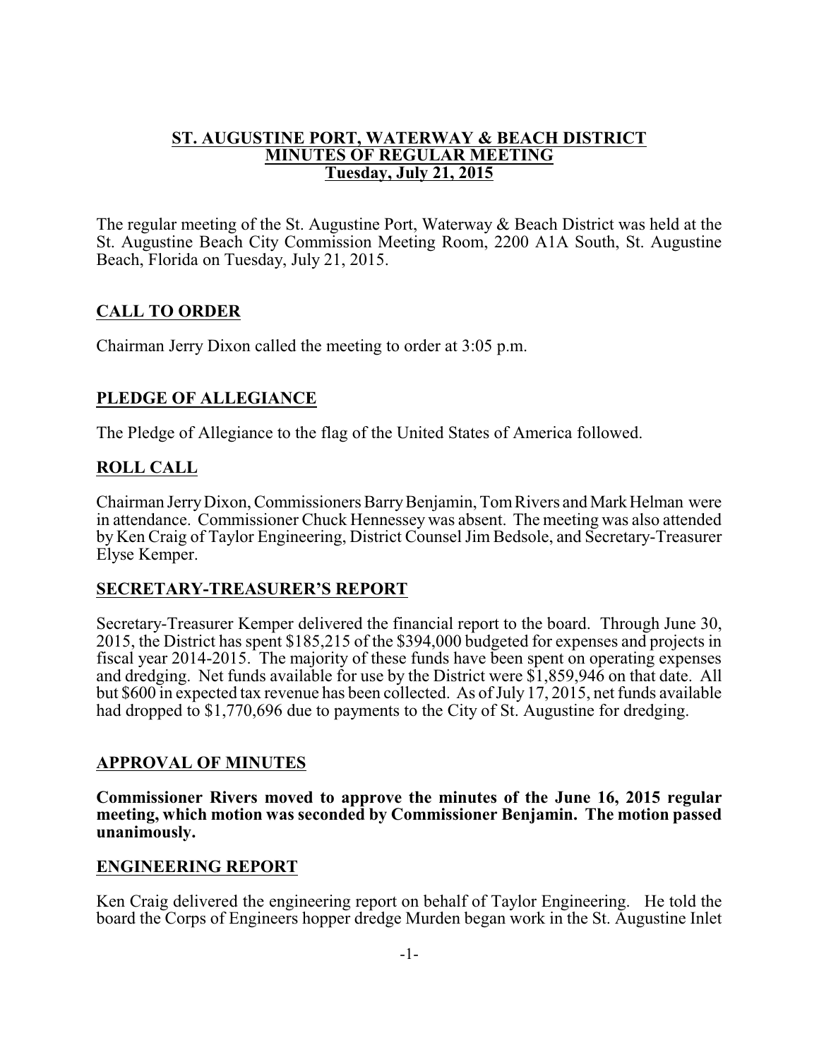**ST. AUGUSTINE PORT, WATERWAY & BEACH DISTRICT**
**MINUTES OF REGULAR MEETING**
**Tuesday, July 21, 2015**

The regular meeting of the St. Augustine Port, Waterway & Beach District was held at the St. Augustine Beach City Commission Meeting Room, 2200 A1A South, St. Augustine Beach, Florida on Tuesday, July 21, 2015.

## CALL TO ORDER

Chairman Jerry Dixon called the meeting to order at 3:05 p.m.

## PLEDGE OF ALLEGIANCE

The Pledge of Allegiance to the flag of the United States of America followed.

## ROLL CALL

Chairman Jerry Dixon, Commissioners Barry Benjamin, Tom Rivers and Mark Helman were in attendance. Commissioner Chuck Hennessey was absent. The meeting was also attended by Ken Craig of Taylor Engineering, District Counsel Jim Bedsole, and Secretary-Treasurer Elyse Kemper.

## SECRETARY-TREASURER'S REPORT

Secretary-Treasurer Kemper delivered the financial report to the board. Through June 30, 2015, the District has spent $185,215 of the $394,000 budgeted for expenses and projects in fiscal year 2014-2015. The majority of these funds have been spent on operating expenses and dredging. Net funds available for use by the District were $1,859,946 on that date. All but $600 in expected tax revenue has been collected. As of July 17, 2015, net funds available had dropped to $1,770,696 due to payments to the City of St. Augustine for dredging.

## APPROVAL OF MINUTES

**Commissioner Rivers moved to approve the minutes of the June 16, 2015 regular meeting, which motion was seconded by Commissioner Benjamin. The motion passed unanimously.**

## ENGINEERING REPORT

Ken Craig delivered the engineering report on behalf of Taylor Engineering. He told the board the Corps of Engineers hopper dredge Murden began work in the St. Augustine Inlet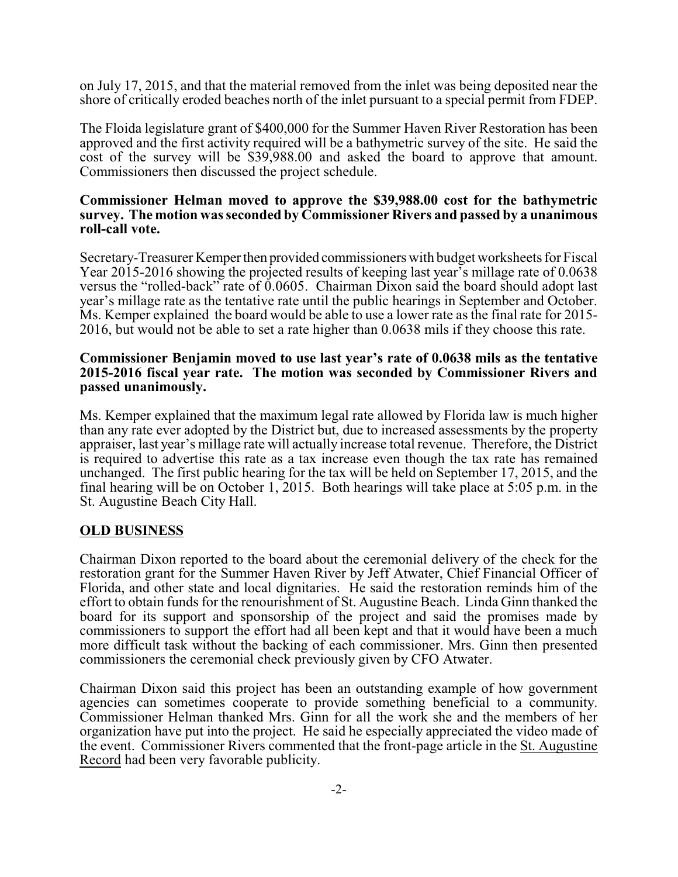on July 17, 2015, and that the material removed from the inlet was being deposited near the shore of critically eroded beaches north of the inlet pursuant to a special permit from FDEP.

The Floida legislature grant of $400,000 for the Summer Haven River Restoration has been approved and the first activity required will be a bathymetric survey of the site. He said the cost of the survey will be $39,988.00 and asked the board to approve that amount. Commissioners then discussed the project schedule.

**Commissioner Helman moved to approve the $39,988.00 cost for the bathymetric survey. The motion was seconded by Commissioner Rivers and passed by a unanimous roll-call vote.**

Secretary-Treasurer Kemper then provided commissioners with budget worksheets for Fiscal Year 2015-2016 showing the projected results of keeping last year's millage rate of 0.0638 versus the "rolled-back" rate of 0.0605. Chairman Dixon said the board should adopt last year's millage rate as the tentative rate until the public hearings in September and October. Ms. Kemper explained the board would be able to use a lower rate as the final rate for 2015-2016, but would not be able to set a rate higher than 0.0638 mils if they choose this rate.

**Commissioner Benjamin moved to use last year's rate of 0.0638 mils as the tentative 2015-2016 fiscal year rate. The motion was seconded by Commissioner Rivers and passed unanimously.**

Ms. Kemper explained that the maximum legal rate allowed by Florida law is much higher than any rate ever adopted by the District but, due to increased assessments by the property appraiser, last year's millage rate will actually increase total revenue. Therefore, the District is required to advertise this rate as a tax increase even though the tax rate has remained unchanged. The first public hearing for the tax will be held on September 17, 2015, and the final hearing will be on October 1, 2015. Both hearings will take place at 5:05 p.m. in the St. Augustine Beach City Hall.

## OLD BUSINESS

Chairman Dixon reported to the board about the ceremonial delivery of the check for the restoration grant for the Summer Haven River by Jeff Atwater, Chief Financial Officer of Florida, and other state and local dignitaries. He said the restoration reminds him of the effort to obtain funds for the renourishment of St. Augustine Beach. Linda Ginn thanked the board for its support and sponsorship of the project and said the promises made by commissioners to support the effort had all been kept and that it would have been a much more difficult task without the backing of each commissioner. Mrs. Ginn then presented commissioners the ceremonial check previously given by CFO Atwater.

Chairman Dixon said this project has been an outstanding example of how government agencies can sometimes cooperate to provide something beneficial to a community. Commissioner Helman thanked Mrs. Ginn for all the work she and the members of her organization have put into the project. He said he especially appreciated the video made of the event. Commissioner Rivers commented that the front-page article in the St. Augustine Record had been very favorable publicity.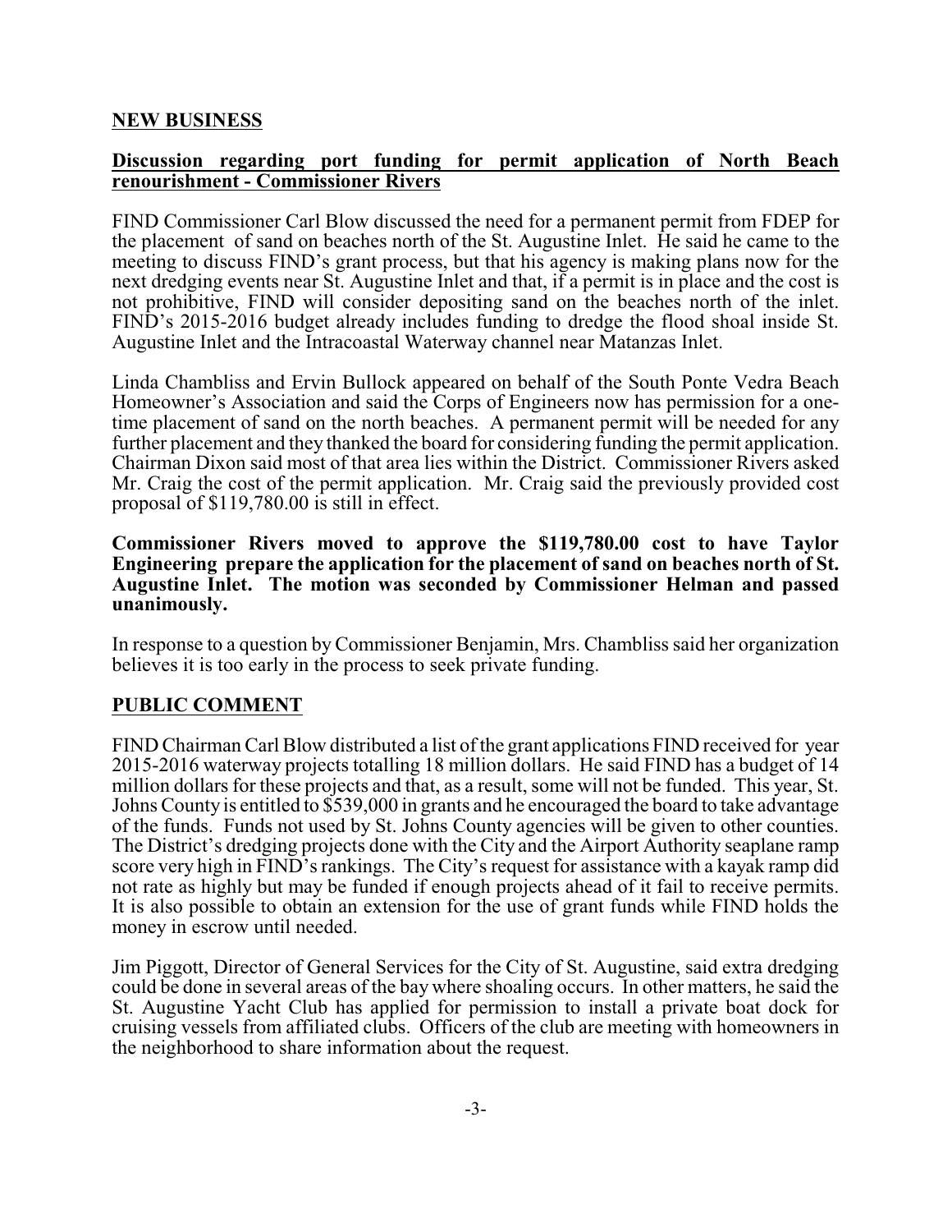## NEW BUSINESS

**Discussion regarding port funding for permit application of North Beach renourishment - Commissioner Rivers**

FIND Commissioner Carl Blow discussed the need for a permanent permit from FDEP for the placement of sand on beaches north of the St. Augustine Inlet. He said he came to the meeting to discuss FIND's grant process, but that his agency is making plans now for the next dredging events near St. Augustine Inlet and that, if a permit is in place and the cost is not prohibitive, FIND will consider depositing sand on the beaches north of the inlet. FIND's 2015-2016 budget already includes funding to dredge the flood shoal inside St. Augustine Inlet and the Intracoastal Waterway channel near Matanzas Inlet.

Linda Chambliss and Ervin Bullock appeared on behalf of the South Ponte Vedra Beach Homeowner's Association and said the Corps of Engineers now has permission for a one-time placement of sand on the north beaches. A permanent permit will be needed for any further placement and they thanked the board for considering funding the permit application. Chairman Dixon said most of that area lies within the District. Commissioner Rivers asked Mr. Craig the cost of the permit application. Mr. Craig said the previously provided cost proposal of $119,780.00 is still in effect.

**Commissioner Rivers moved to approve the $119,780.00 cost to have Taylor Engineering prepare the application for the placement of sand on beaches north of St. Augustine Inlet. The motion was seconded by Commissioner Helman and passed unanimously.**

In response to a question by Commissioner Benjamin, Mrs. Chambliss said her organization believes it is too early in the process to seek private funding.

## PUBLIC COMMENT

FIND Chairman Carl Blow distributed a list of the grant applications FIND received for year 2015-2016 waterway projects totalling 18 million dollars. He said FIND has a budget of 14 million dollars for these projects and that, as a result, some will not be funded. This year, St. Johns County is entitled to $539,000 in grants and he encouraged the board to take advantage of the funds. Funds not used by St. Johns County agencies will be given to other counties. The District's dredging projects done with the City and the Airport Authority seaplane ramp score very high in FIND's rankings. The City's request for assistance with a kayak ramp did not rate as highly but may be funded if enough projects ahead of it fail to receive permits. It is also possible to obtain an extension for the use of grant funds while FIND holds the money in escrow until needed.

Jim Piggott, Director of General Services for the City of St. Augustine, said extra dredging could be done in several areas of the bay where shoaling occurs. In other matters, he said the St. Augustine Yacht Club has applied for permission to install a private boat dock for cruising vessels from affiliated clubs. Officers of the club are meeting with homeowners in the neighborhood to share information about the request.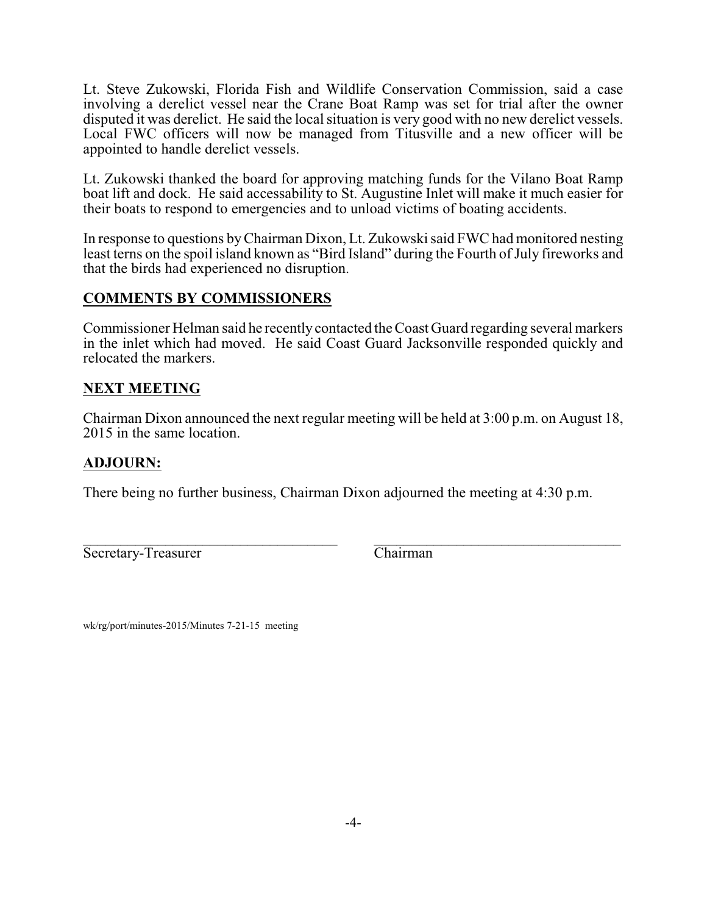Lt. Steve Zukowski, Florida Fish and Wildlife Conservation Commission, said a case involving a derelict vessel near the Crane Boat Ramp was set for trial after the owner disputed it was derelict. He said the local situation is very good with no new derelict vessels. Local FWC officers will now be managed from Titusville and a new officer will be appointed to handle derelict vessels.

Lt. Zukowski thanked the board for approving matching funds for the Vilano Boat Ramp boat lift and dock. He said accessability to St. Augustine Inlet will make it much easier for their boats to respond to emergencies and to unload victims of boating accidents.

In response to questions by Chairman Dixon, Lt. Zukowski said FWC had monitored nesting least terns on the spoil island known as "Bird Island" during the Fourth of July fireworks and that the birds had experienced no disruption.

## COMMENTS BY COMMISSIONERS

Commissioner Helman said he recently contacted the Coast Guard regarding several markers in the inlet which had moved. He said Coast Guard Jacksonville responded quickly and relocated the markers.

## NEXT MEETING

Chairman Dixon announced the next regular meeting will be held at 3:00 p.m. on August 18, 2015 in the same location.

## ADJOURN:

There being no further business, Chairman Dixon adjourned the meeting at 4:30 p.m.

\_\_\_\_\_\_\_\_\_\_\_\_\_\_\_\_\_\_\_\_\_\_\_\_\_\_\_\_\_\_\_\_\_\_\_ \_\_\_\_\_\_\_\_\_\_\_\_\_\_\_\_\_\_\_\_\_\_\_\_\_\_\_\_\_\_\_\_\_\_\_

Secretary-Treasurer Chairman

wk/rg/port/minutes-2015/Minutes 7-21-15 meeting